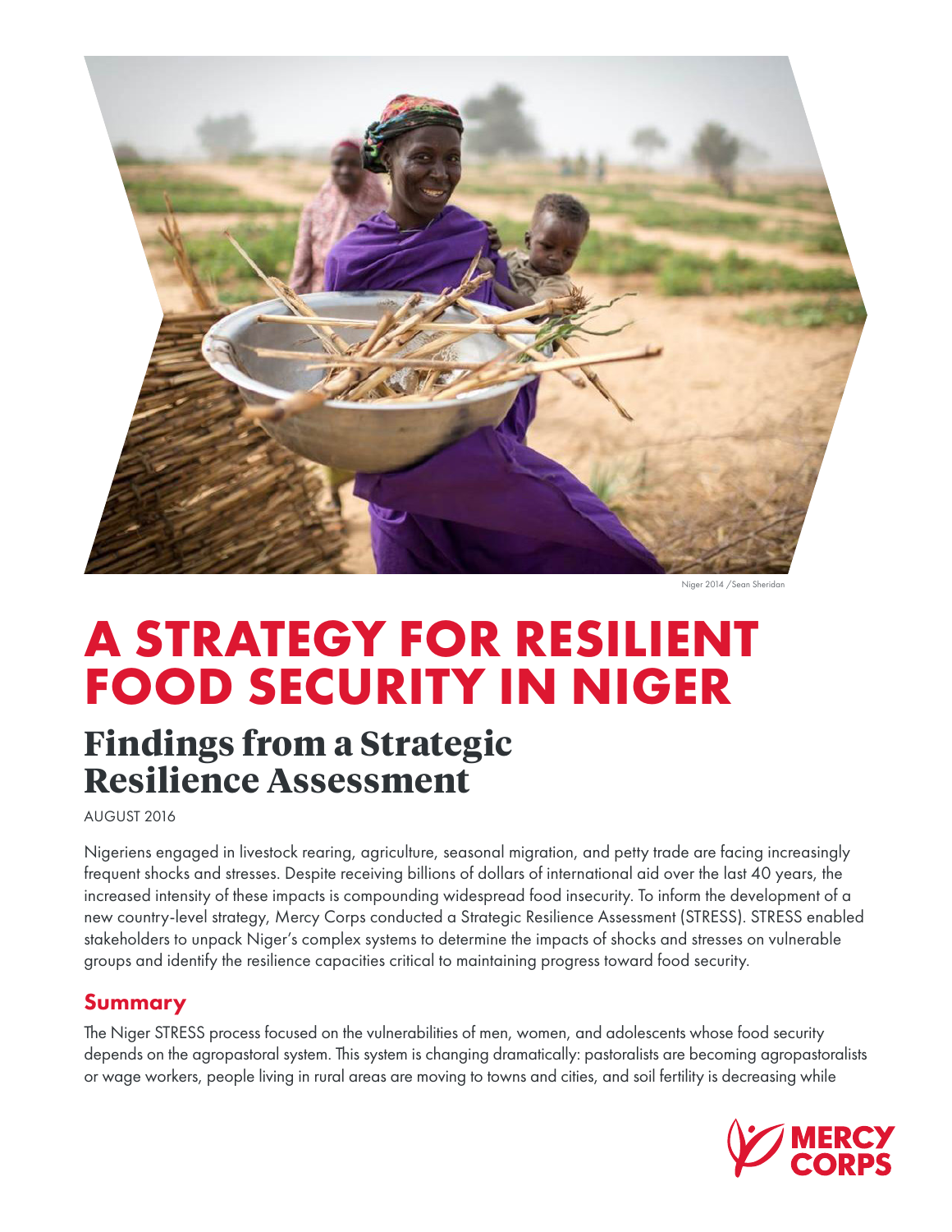Niger 2014 / Sean Sheridan

# A STRATEGY FOR RESILIENT FOOD SECURITY IN NIGER

## Findings from a Strategic Resilience Assessment

AUGUST 2016

Nigeriens engaged in livestock rearing, agriculture, seasonal migration, and petty trade are facing increasingly frequent shocks and stresses. Despite receiving billions of dollars of international aid over the last 40 years, the increased intensity of these impacts is compounding widespread food insecurity. To inform the development of a new country-level strategy, Mercy Corps conducted a Strategic Resilience Assessment (STRESS). STRESS enabled stakeholders to unpack Niger's complex systems to determine the impacts of shocks and stresses on vulnerable groups and identify the resilience capacities critical to maintaining progress toward food security.

### Summary

The Niger STRESS process focused on the vulnerabilities of men, women, and adolescents whose food security depends on the agropastoral system. This system is changing dramatically: pastoralists are becoming agropastoralists or wage workers, people living in rural areas are moving to towns and cities, and soil fertility is decreasing while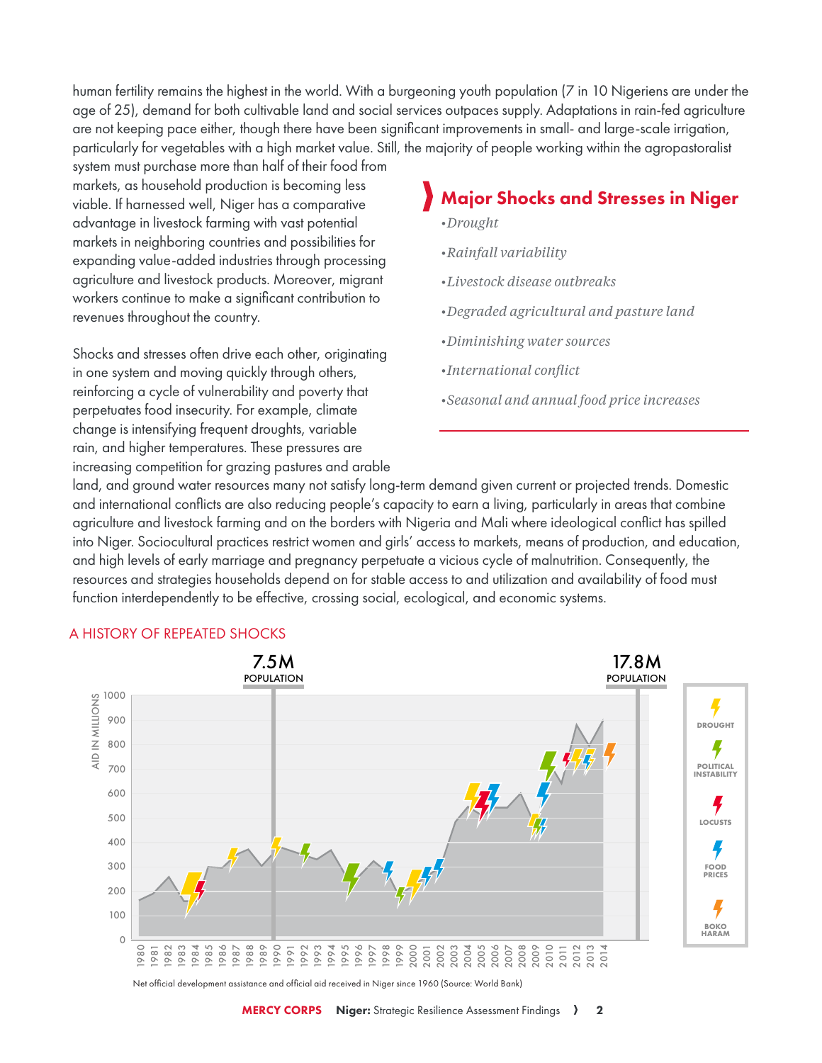human fertility remains the highest in the world. With a burgeoning youth population (7 in 10 Nigeriens are under the age of 25), demand for both cultivable land and social services outpaces supply. Adaptations in rain-fed agriculture are not keeping pace either, though there have been significant improvements in small- and large-scale irrigation, particularly for vegetables with a high market value. Still, the majority of people working within the agropastoralist system must purchase more than half of their food from markets, as household production is becoming less viable. If harnessed well, Niger has a comparative advantage in livestock farming with vast potential markets in neighboring countries and possibilities for expanding value-added industries through processing agriculture and livestock products. Moreover, migrant workers continue to make a significant contribution to revenues throughout the country.

## Major Shocks and Stresses in Niger

- *Drought*
- *Rainfall variability*
- *Livestock disease outbreaks*
- *Degraded agricultural and pasture land*
- *Diminishing water sources*
- *International conflict*
- *Seasonal and annual food price increases*

Shocks and stresses often drive each other, originating in one system and moving quickly through others, reinforcing a cycle of vulnerability and poverty that perpetuates food insecurity. For example, climate change is intensifying frequent droughts, variable rain, and higher temperatures. These pressures are increasing competition for grazing pastures and arable land, and ground water resources many not satisfy long-term demand given current or projected trends. Domestic and international conflicts are also reducing people's capacity to earn a living, particularly in areas that combine agriculture and livestock farming and on the borders with Nigeria and Mali where ideological conflict has spilled into Niger. Sociocultural practices restrict women and girls' access to markets, means of production, and education, and high levels of early marriage and pregnancy perpetuate a vicious cycle of malnutrition. Consequently, the resources and strategies households depend on for stable access to and utilization and availability of food must function interdependently to be effective, crossing social, ecological, and economic systems.

### A HISTORY OF REPEATED SHOCKS

Net official development assistance and official aid received in Niger since 1960 (Source: World Bank)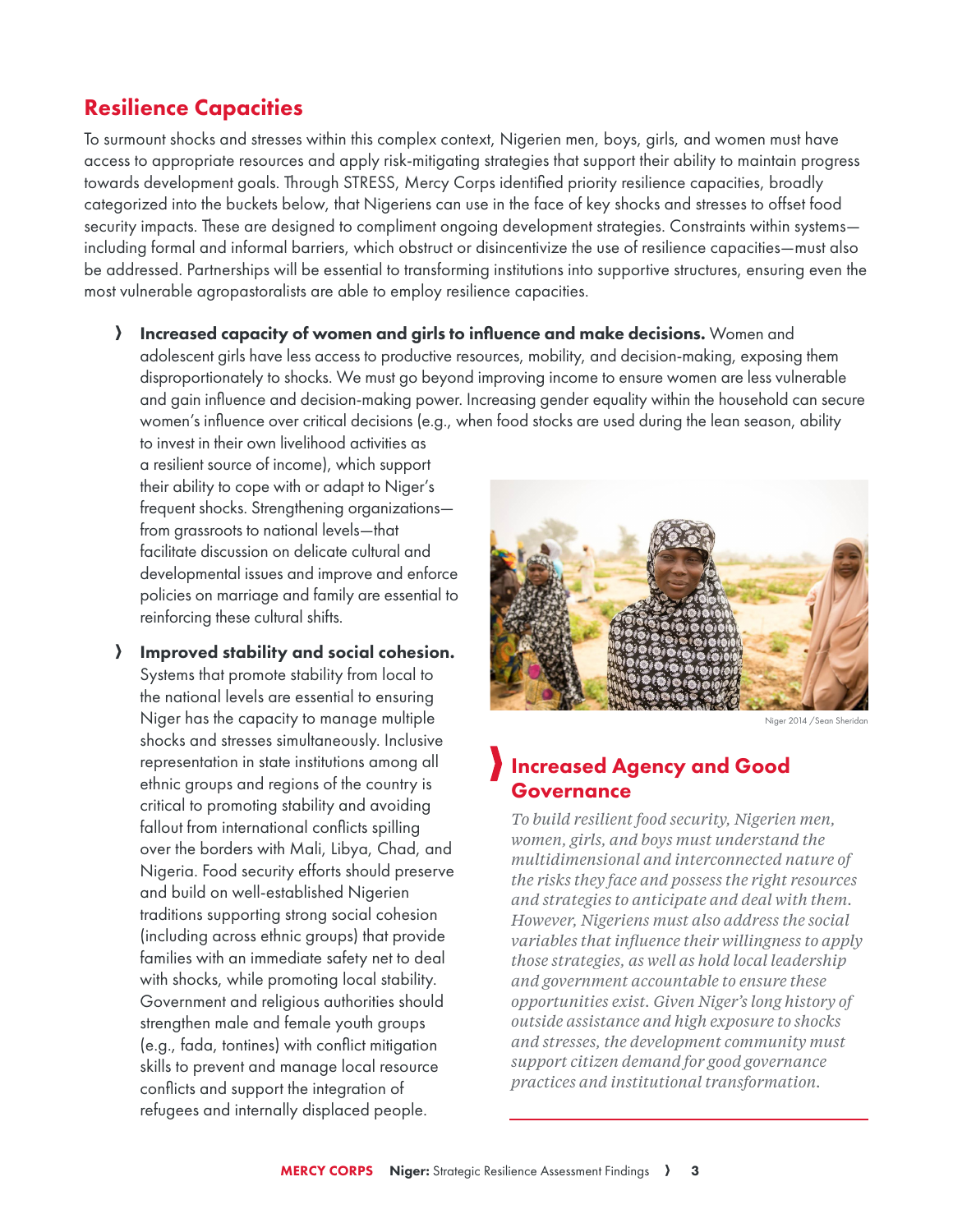## Resilience Capacities

To surmount shocks and stresses within this complex context, Nigerien men, boys, girls, and women must have access to appropriate resources and apply risk-mitigating strategies that support their ability to maintain progress towards development goals. Through STRESS, Mercy Corps identified priority resilience capacities, broadly categorized into the buckets below, that Nigeriens can use in the face of key shocks and stresses to offset food security impacts. These are designed to compliment ongoing development strategies. Constraints within systems—including formal and informal barriers, which obstruct or disincentivize the use of resilience capacities—must also be addressed. Partnerships will be essential to transforming institutions into supportive structures, ensuring even the most vulnerable agropastoralists are able to employ resilience capacities.

- **Increased capacity of women and girls to influence and make decisions.** Women and adolescent girls have less access to productive resources, mobility, and decision-making, exposing them disproportionately to shocks. We must go beyond improving income to ensure women are less vulnerable and gain influence and decision-making power. Increasing gender equality within the household can secure women's influence over critical decisions (e.g., when food stocks are used during the lean season, ability to invest in their own livelihood activities as a resilient source of income), which support their ability to cope with or adapt to Niger's frequent shocks. Strengthening organizations—from grassroots to national levels—that facilitate discussion on delicate cultural and developmental issues and improve and enforce policies on marriage and family are essential to reinforcing these cultural shifts.

- **Improved stability and social cohesion.** Systems that promote stability from local to the national levels are essential to ensuring Niger has the capacity to manage multiple shocks and stresses simultaneously. Inclusive representation in state institutions among all ethnic groups and regions of the country is critical to promoting stability and avoiding fallout from international conflicts spilling over the borders with Mali, Libya, Chad, and Nigeria. Food security efforts should preserve and build on well-established Nigerien traditions supporting strong social cohesion (including across ethnic groups) that provide families with an immediate safety net to deal with shocks, while promoting local stability. Government and religious authorities should strengthen male and female youth groups (e.g., fada, tontines) with conflict mitigation skills to prevent and manage local resource conflicts and support the integration of refugees and internally displaced people.

Niger 2014 / Sean Sheridan

### Increased Agency and Good Governance

*To build resilient food security, Nigerien men, women, girls, and boys must understand the multidimensional and interconnected nature of the risks they face and possess the right resources and strategies to anticipate and deal with them. However, Nigeriens must also address the social variables that influence their willingness to apply those strategies, as well as hold local leadership and government accountable to ensure these opportunities exist. Given Niger's long history of outside assistance and high exposure to shocks and stresses, the development community must support citizen demand for good governance practices and institutional transformation.*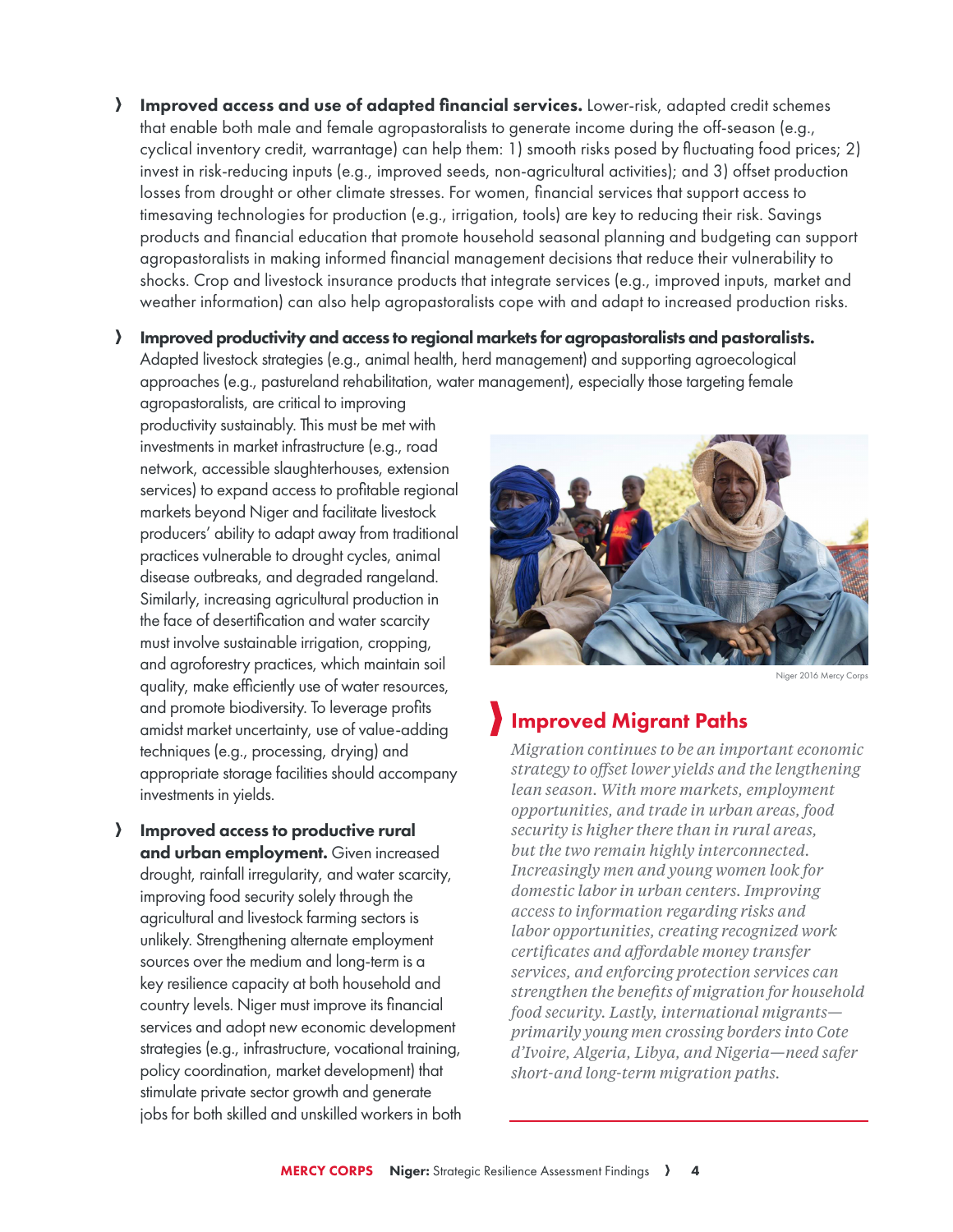- **Improved access and use of adapted financial services.** Lower-risk, adapted credit schemes that enable both male and female agropastoralists to generate income during the off-season (e.g., cyclical inventory credit, warrantage) can help them: 1) smooth risks posed by fluctuating food prices; 2) invest in risk-reducing inputs (e.g., improved seeds, non-agricultural activities); and 3) offset production losses from drought or other climate stresses. For women, financial services that support access to timesaving technologies for production (e.g., irrigation, tools) are key to reducing their risk. Savings products and financial education that promote household seasonal planning and budgeting can support agropastoralists in making informed financial management decisions that reduce their vulnerability to shocks. Crop and livestock insurance products that integrate services (e.g., improved inputs, market and weather information) can also help agropastoralists cope with and adapt to increased production risks.

- **Improved productivity and access to regional markets for agropastoralists and pastoralists.** Adapted livestock strategies (e.g., animal health, herd management) and supporting agroecological approaches (e.g., pastureland rehabilitation, water management), especially those targeting female agropastoralists, are critical to improving productivity sustainably. This must be met with investments in market infrastructure (e.g., road network, accessible slaughterhouses, extension services) to expand access to profitable regional markets beyond Niger and facilitate livestock producers' ability to adapt away from traditional practices vulnerable to drought cycles, animal disease outbreaks, and degraded rangeland. Similarly, increasing agricultural production in the face of desertification and water scarcity must involve sustainable irrigation, cropping, and agroforestry practices, which maintain soil quality, make efficiently use of water resources, and promote biodiversity. To leverage profits amidst market uncertainty, use of value-adding techniques (e.g., processing, drying) and appropriate storage facilities should accompany investments in yields.

- **Improved access to productive rural and urban employment.** Given increased drought, rainfall irregularity, and water scarcity, improving food security solely through the agricultural and livestock farming sectors is unlikely. Strengthening alternate employment sources over the medium and long-term is a key resilience capacity at both household and country levels. Niger must improve its financial services and adopt new economic development strategies (e.g., infrastructure, vocational training, policy coordination, market development) that stimulate private sector growth and generate jobs for both skilled and unskilled workers in both

Niger 2016 Mercy Corps

## Improved Migrant Paths

*Migration continues to be an important economic strategy to offset lower yields and the lengthening lean season. With more markets, employment opportunities, and trade in urban areas, food security is higher there than in rural areas, but the two remain highly interconnected. Increasingly men and young women look for domestic labor in urban centers. Improving access to information regarding risks and labor opportunities, creating recognized work certificates and affordable money transfer services, and enforcing protection services can strengthen the benefits of migration for household food security. Lastly, international migrants—primarily young men crossing borders into Cote d'Ivoire, Algeria, Libya, and Nigeria—need safer short-and long-term migration paths.*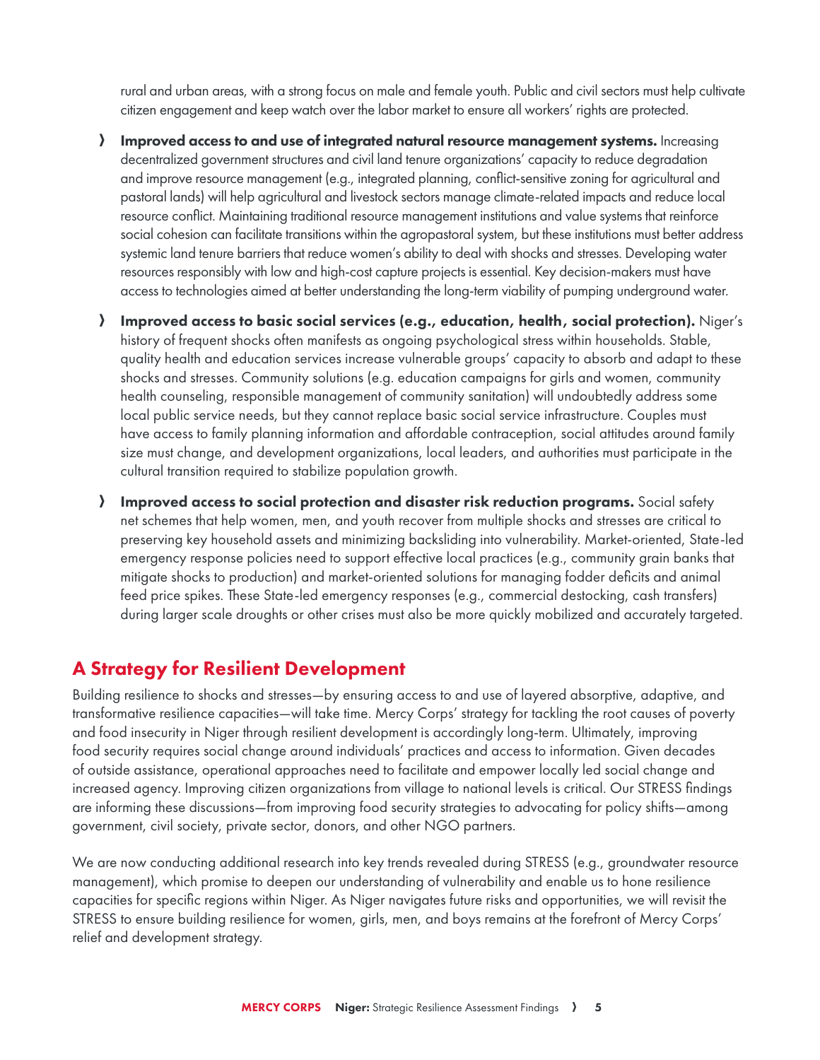rural and urban areas, with a strong focus on male and female youth. Public and civil sectors must help cultivate citizen engagement and keep watch over the labor market to ensure all workers' rights are protected.

- **Improved access to and use of integrated natural resource management systems.** Increasing decentralized government structures and civil land tenure organizations' capacity to reduce degradation and improve resource management (e.g., integrated planning, conflict-sensitive zoning for agricultural and pastoral lands) will help agricultural and livestock sectors manage climate-related impacts and reduce local resource conflict. Maintaining traditional resource management institutions and value systems that reinforce social cohesion can facilitate transitions within the agropastoral system, but these institutions must better address systemic land tenure barriers that reduce women's ability to deal with shocks and stresses. Developing water resources responsibly with low and high-cost capture projects is essential. Key decision-makers must have access to technologies aimed at better understanding the long-term viability of pumping underground water.

- **Improved access to basic social services (e.g., education, health, social protection).** Niger's history of frequent shocks often manifests as ongoing psychological stress within households. Stable, quality health and education services increase vulnerable groups' capacity to absorb and adapt to these shocks and stresses. Community solutions (e.g. education campaigns for girls and women, community health counseling, responsible management of community sanitation) will undoubtedly address some local public service needs, but they cannot replace basic social service infrastructure. Couples must have access to family planning information and affordable contraception, social attitudes around family size must change, and development organizations, local leaders, and authorities must participate in the cultural transition required to stabilize population growth.

- **Improved access to social protection and disaster risk reduction programs.** Social safety net schemes that help women, men, and youth recover from multiple shocks and stresses are critical to preserving key household assets and minimizing backsliding into vulnerability. Market-oriented, State-led emergency response policies need to support effective local practices (e.g., community grain banks that mitigate shocks to production) and market-oriented solutions for managing fodder deficits and animal feed price spikes. These State-led emergency responses (e.g., commercial destocking, cash transfers) during larger scale droughts or other crises must also be more quickly mobilized and accurately targeted.

## A Strategy for Resilient Development

Building resilience to shocks and stresses—by ensuring access to and use of layered absorptive, adaptive, and transformative resilience capacities—will take time. Mercy Corps' strategy for tackling the root causes of poverty and food insecurity in Niger through resilient development is accordingly long-term. Ultimately, improving food security requires social change around individuals' practices and access to information. Given decades of outside assistance, operational approaches need to facilitate and empower locally led social change and increased agency. Improving citizen organizations from village to national levels is critical. Our STRESS findings are informing these discussions—from improving food security strategies to advocating for policy shifts—among government, civil society, private sector, donors, and other NGO partners.

We are now conducting additional research into key trends revealed during STRESS (e.g., groundwater resource management), which promise to deepen our understanding of vulnerability and enable us to hone resilience capacities for specific regions within Niger. As Niger navigates future risks and opportunities, we will revisit the STRESS to ensure building resilience for women, girls, men, and boys remains at the forefront of Mercy Corps' relief and development strategy.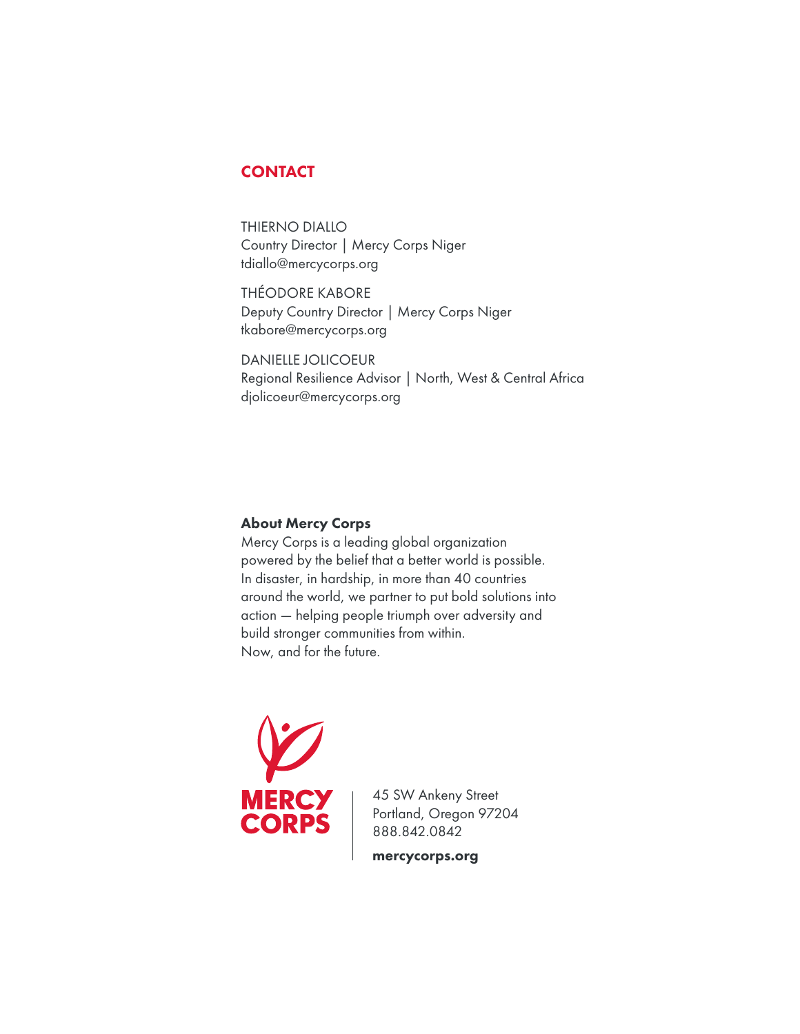## CONTACT

THIERNO DIALLO
Country Director | Mercy Corps Niger
tdiallo@mercycorps.org

THÉODORE KABORE
Deputy Country Director | Mercy Corps Niger
tkabore@mercycorps.org

DANIELLE JOLICOEUR
Regional Resilience Advisor | North, West & Central Africa
djolicoeur@mercycorps.org

**About Mercy Corps**
Mercy Corps is a leading global organization powered by the belief that a better world is possible. In disaster, in hardship, in more than 40 countries around the world, we partner to put bold solutions into action — helping people triumph over adversity and build stronger communities from within. Now, and for the future.

MERCY CORPS

45 SW Ankeny Street
Portland, Oregon 97204
888.842.0842

**mercycorps.org**